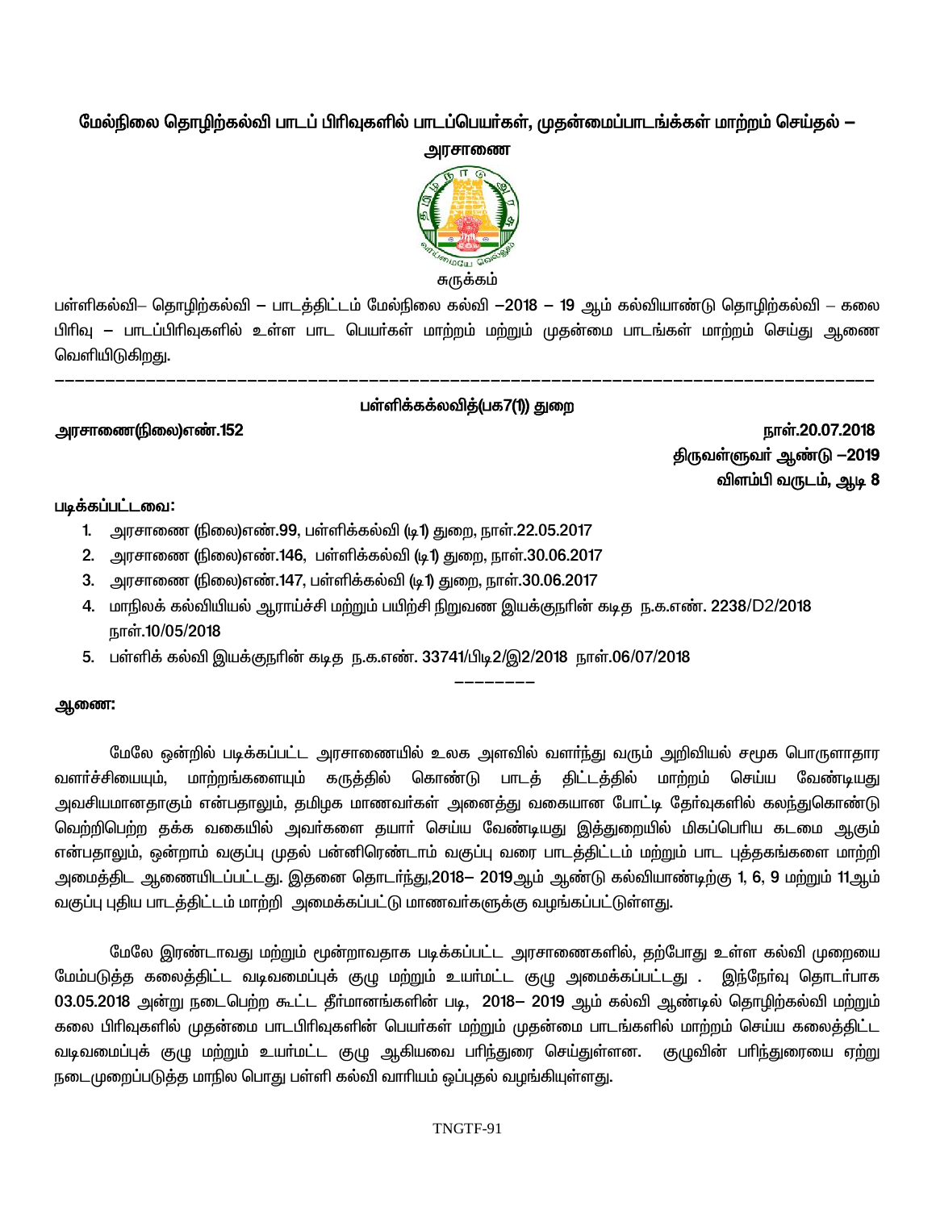**மேல்நிலை தொழிற்கல்வி பாடப் பிரிவுகளில் பாடப்பெயர்கள், முதன்மைப்பாடங்க்கள் மாற்றம் செய்தல் – அரசாணை**

சுருக்கம்

பள்ளிகல்வி– தொழிற்கல்வி – பாடத்திட்டம் மேல்நிலை கல்வி –2018 – 19 ஆம் கல்வியாண்டு தொழிற்கல்வி – கலை பிரிவு – பாடப்பிரிவுகளில் உள்ள பாட பெயர்கள் மாற்றம் மற்றும் முதன்மை பாடங்கள் மாற்றம் செய்து ஆணை வெளியிடுகிறது.

---

**பள்ளிக்கக்லவித்(பக7(1)) துறை**

**அரசாணை(நிலை)எண்.152** **நாள்.20.07.2018**

**திருவள்ளுவர் ஆண்டு –2019**

**விளம்பி வருடம், ஆடி 8**

**படிக்கப்பட்டவை:**

1. அரசாணை (நிலை)எண்.99, பள்ளிக்கல்வி (டி1) துறை, நாள்.22.05.2017
2. அரசாணை (நிலை)எண்.146, பள்ளிக்கல்வி (டி1) துறை, நாள்.30.06.2017
3. அரசாணை (நிலை)எண்.147, பள்ளிக்கல்வி (டி1) துறை, நாள்.30.06.2017
4. மாநிலக் கல்வியியல் ஆராய்ச்சி மற்றும் பயிற்சி நிறுவண இயக்குநரின் கடித ந.க.எண். 2238/D2/2018 நாள்.10/05/2018
5. பள்ளிக் கல்வி இயக்குநரின் கடித ந.க.எண். 33741/பிடி2/இ2/2018 நாள்.06/07/2018

--------

**ஆணை:**

மேலே ஒன்றில் படிக்கப்பட்ட அரசாணையில் உலக அளவில் வளர்ந்து வரும் அறிவியல் சமூக பொருளாதார வளர்ச்சியையும், மாற்றங்களையும் கருத்தில் கொண்டு பாடத் திட்டத்தில் மாற்றம் செய்ய வேண்டியது அவசியமானதாகும் என்பதாலும், தமிழக மாணவர்கள் அனைத்து வகையான போட்டி தேர்வுகளில் கலந்துகொண்டு வெற்றிபெற்ற தக்க வகையில் அவர்களை தயார் செய்ய வேண்டியது இத்துறையில் மிகப்பெரிய கடமை ஆகும் என்பதாலும், ஒன்றாம் வகுப்பு முதல் பன்னிரெண்டாம் வகுப்பு வரை பாடத்திட்டம் மற்றும் பாட புத்தகங்களை மாற்றி அமைத்திட ஆணையிடப்பட்டது. இதனை தொடர்ந்து,2018– 2019ஆம் ஆண்டு கல்வியாண்டிற்கு 1, 6, 9 மற்றும் 11ஆம் வகுப்பு புதிய பாடத்திட்டம் மாற்றி அமைக்கப்பட்டு மாணவர்களுக்கு வழங்கப்பட்டுள்ளது.

மேலே இரண்டாவது மற்றும் மூன்றாவதாக படிக்கப்பட்ட அரசாணைகளில், தற்போது உள்ள கல்வி முறையை மேம்படுத்த கலைத்திட்ட வடிவமைப்புக் குழு மற்றும் உயர்மட்ட குழு அமைக்கப்பட்டது . இந்நேர்வு தொடர்பாக 03.05.2018 அன்று நடைபெற்ற கூட்ட தீர்மானங்களின் படி, 2018– 2019 ஆம் கல்வி ஆண்டில் தொழிற்கல்வி மற்றும் கலை பிரிவுகளில் முதன்மை பாடபிரிவுகளின் பெயர்கள் மற்றும் முதன்மை பாடங்களில் மாற்றம் செய்ய கலைத்திட்ட வடிவமைப்புக் குழு மற்றும் உயர்மட்ட குழு ஆகியவை பரிந்துரை செய்துள்ளன. குழுவின் பரிந்துரையை ஏற்று நடைமுறைப்படுத்த மாநில பொது பள்ளி கல்வி வாரியம் ஒப்புதல் வழங்கியுள்ளது.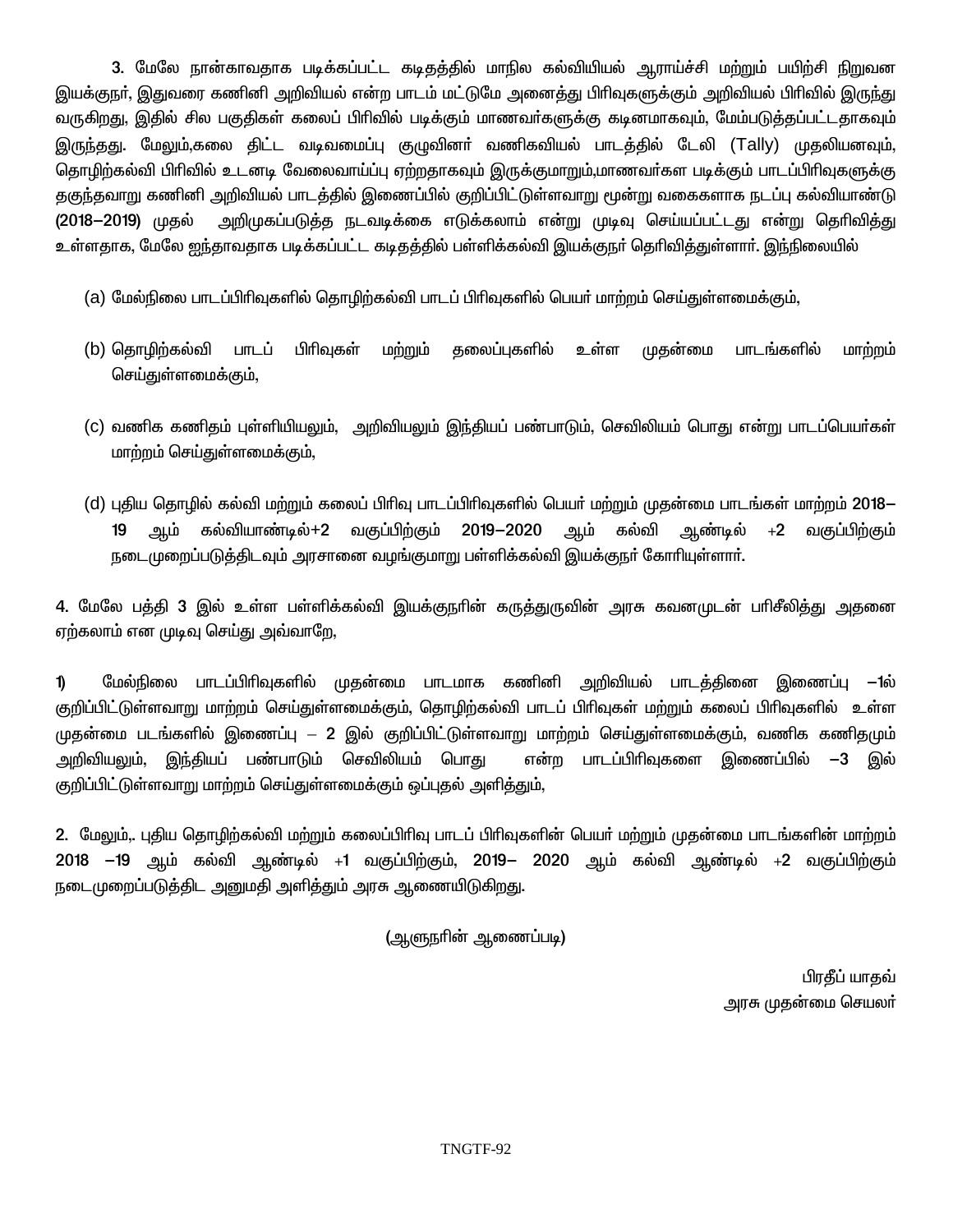**3.** மேலே நான்காவதாக படிக்கப்பட்ட கடிதத்தில் மாநில கல்வியியல் ஆராய்ச்சி மற்றும் பயிற்சி நிறுவன இயக்குநர், இதுவரை கணினி அறிவியல் என்ற பாடம் மட்டுமே அனைத்து பிரிவுகளுக்கும் அறிவியல் பிரிவில் இருந்து வருகிறது, இதில் சில பகுதிகள் கலைப் பிரிவில் படிக்கும் மாணவர்களுக்கு கடினமாகவும், மேம்படுத்தப்பட்டதாகவும் இருந்தது. மேலும்,கலை திட்ட வடிவமைப்பு குழுவினர் வணிகவியல் பாடத்தில் டேலி (Tally) முதலியனவும், தொழிற்கல்வி பிரிவில் உடனடி வேலைவாய்ப்பு ஏற்றதாகவும் இருக்குமாறும்,மாணவர்கள படிக்கும் பாடப்பிரிவுகளுக்கு தகுந்தவாறு கணினி அறிவியல் பாடத்தில் இணைப்பில் குறிப்பிட்டுள்ளவாறு மூன்று வகைகளாக நடப்பு கல்வியாண்டு **(2018–2019)** முதல் அறிமுகப்படுத்த நடவடிக்கை எடுக்கலாம் என்று முடிவு செய்யப்பட்டது என்று தெரிவித்து உள்ளதாக, மேலே ஐந்தாவதாக படிக்கப்பட்ட கடிதத்தில் பள்ளிக்கல்வி இயக்குநர் தெரிவித்துள்ளார். இந்நிலையில்

(a) மேல்நிலை பாடப்பிரிவுகளில் தொழிற்கல்வி பாடப் பிரிவுகளில் பெயர் மாற்றம் செய்துள்ளமைக்கும்,

(b) தொழிற்கல்வி பாடப் பிரிவுகள் மற்றும் தலைப்புகளில் உள்ள முதன்மை பாடங்களில் மாற்றம் செய்துள்ளமைக்கும்,

(c) வணிக கணிதம் புள்ளியியலும், அறிவியலும் இந்தியப் பண்பாடும், செவிலியம் பொது என்று பாடப்பெயர்கள் மாற்றம் செய்துள்ளமைக்கும்,

(d) புதிய தொழில் கல்வி மற்றும் கலைப் பிரிவு பாடப்பிரிவுகளில் பெயர் மற்றும் முதன்மை பாடங்கள் மாற்றம் **2018–19** ஆம் கல்வியாண்டில்+2 வகுப்பிற்கும் **2019–2020** ஆம் கல்வி ஆண்டில் +2 வகுப்பிற்கும் நடைமுறைப்படுத்திடவும் அரசாணை வழங்குமாறு பள்ளிக்கல்வி இயக்குநர் கோரியுள்ளார்.

**4.** மேலே பத்தி **3** இல் உள்ள பள்ளிக்கல்வி இயக்குநரின் கருத்துருவின் அரசு கவனமுடன் பரிசீலித்து அதனை ஏற்கலாம் என முடிவு செய்து அவ்வாறே,

**1)** மேல்நிலை பாடப்பிரிவுகளில் முதன்மை பாடமாக கணினி அறிவியல் பாடத்தினை இணைப்பு **–1**ல் குறிப்பிட்டுள்ளவாறு மாற்றம் செய்துள்ளமைக்கும், தொழிற்கல்வி பாடப் பிரிவுகள் மற்றும் கலைப் பிரிவுகளில் உள்ள முதன்மை படங்களில் இணைப்பு – **2** இல் குறிப்பிட்டுள்ளவாறு மாற்றம் செய்துள்ளமைக்கும், வணிக கணிதமும் அறிவியலும், இந்தியப் பண்பாடும் செவிலியம் பொது என்ற பாடப்பிரிவுகளை இணைப்பில் **–3** இல் குறிப்பிட்டுள்ளவாறு மாற்றம் செய்துள்ளமைக்கும் ஒப்புதல் அளித்தும்,

**2.** மேலும்,. புதிய தொழிற்கல்வி மற்றும் கலைப்பிரிவு பாடப் பிரிவுகளின் பெயர் மற்றும் முதன்மை பாடங்களின் மாற்றம் **2018 –19** ஆம் கல்வி ஆண்டில் **+1** வகுப்பிற்கும், **2019– 2020** ஆம் கல்வி ஆண்டில் +2 வகுப்பிற்கும் நடைமுறைப்படுத்திட அனுமதி அளித்தும் அரசு ஆணையிடுகிறது.

(ஆளுநரின் ஆணைப்படி)

பிரதீப் யாதவ்
அரசு முதன்மை செயலர்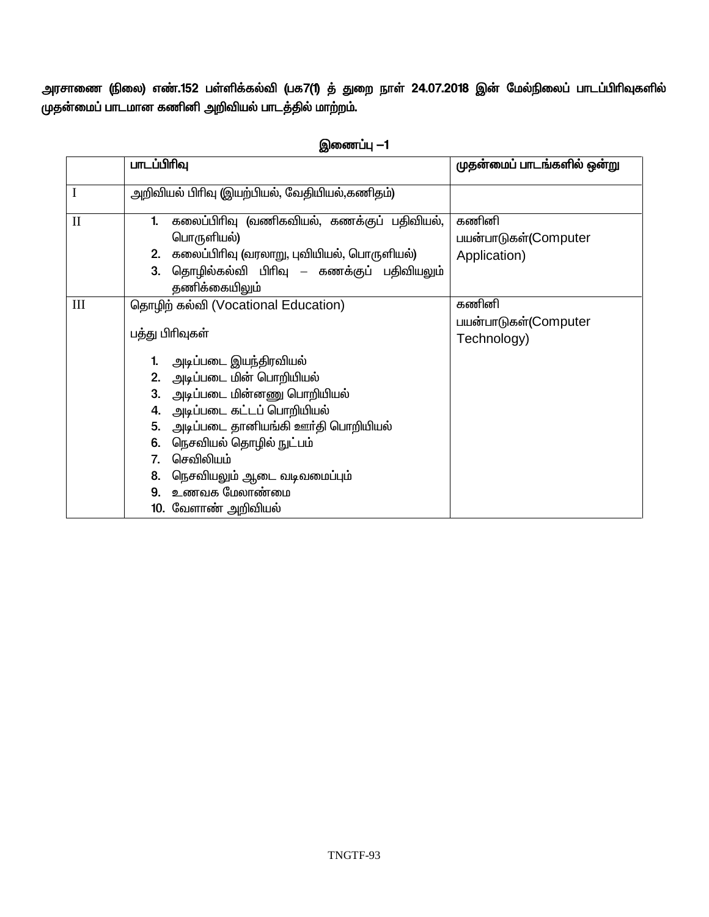**அரசாணை (நிலை) எண்.152 பள்ளிக்கல்வி (பக7(1) த் துறை நாள் 24.07.2018 இன் மேல்நிலைப் பாடப்பிரிவுகளில் முதன்மைப் பாடமான கணினி அறிவியல் பாடத்தில் மாற்றம்.**

**இணைப்பு –1**

| | பாடப்பிரிவு | முதன்மைப் பாடங்களில் ஒன்று |
|---|---|---|
| I | அறிவியல் பிரிவு (இயற்பியல், வேதியியல்,கணிதம்) | |
| II | 1. கலைப்பிரிவு (வணிகவியல், கணக்குப் பதிவியல், பொருளியல்)<br>2. கலைப்பிரிவு (வரலாறு, புவியியல், பொருளியல்)<br>3. தொழில்கல்வி பிரிவு – கணக்குப் பதிவியலும் தணிக்கையிலும் | கணினி பயன்பாடுகள்(Computer Application) |
| III | தொழிற் கல்வி (Vocational Education)<br><br>பத்து பிரிவுகள்<br><br>1. அடிப்படை இயந்திரவியல்<br>2. அடிப்படை மின் பொறியியல்<br>3. அடிப்படை மின்னணு பொறியியல்<br>4. அடிப்படை கட்டப் பொறியியல்<br>5. அடிப்படை தானியங்கி ஊர்தி பொறியியல்<br>6. நெசவியல் தொழில் நுட்பம்<br>7. செவிலியம்<br>8. நெசவியலும் ஆடை வடிவமைப்பும்<br>9. உணவக மேலாண்மை<br>10. வேளாண் அறிவியல் | கணினி பயன்பாடுகள்(Computer Technology) |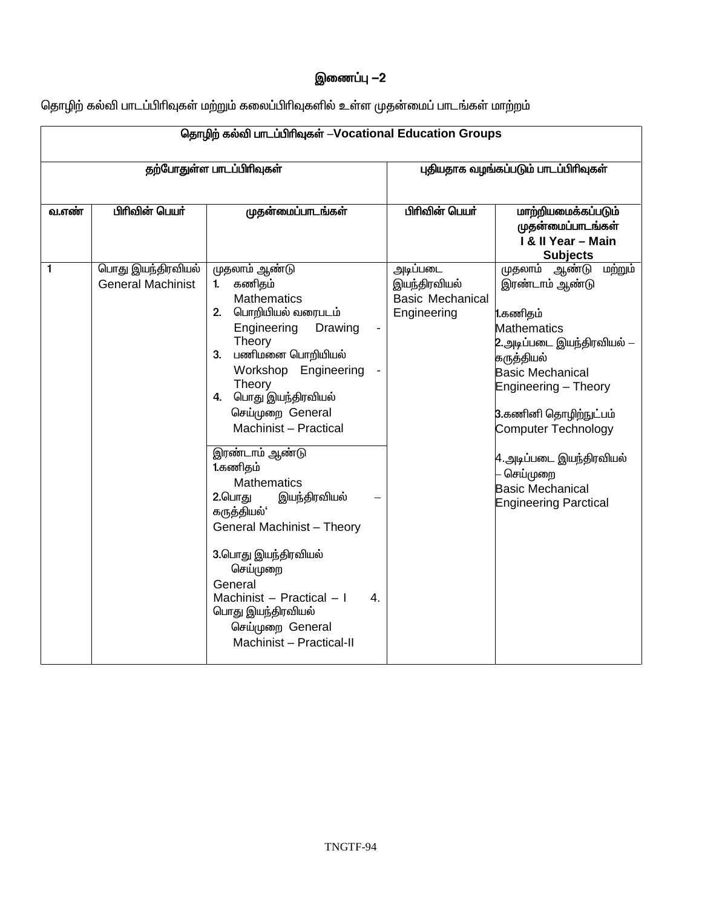# இணைப்பு –2

தொழிற் கல்வி பாடப்பிரிவுகள் மற்றும் கலைப்பிரிவுகளில் உள்ள முதன்மைப் பாடங்கள் மாற்றம்

| தொழிற் கல்வி பாடப்பிரிவுகள் –Vocational Education Groups | | | | |
|---|---|---|---|---|
| தற்போதுள்ள பாடப்பிரிவுகள் | | | புதியதாக வழங்கப்படும் பாடப்பிரிவுகள் | |
| வ.எண் | பிரிவின் பெயர் | முதன்மைப்பாடங்கள் | பிரிவின் பெயர் | மாற்றியமைக்கப்படும் முதன்மைப்பாடங்கள் I & II Year – Main Subjects |
| 1 | பொது இயந்திரவியல் General Machinist | முதலாம் ஆண்டு<br>1. கணிதம் Mathematics<br>2. பொறியியல் வரைபடம் Engineering Drawing - Theory<br>3. பணிமனை பொறியியல் Workshop Engineering - Theory<br>4. பொது இயந்திரவியல் செய்முறை General Machinist – Practical<br><br>இரண்டாம் ஆண்டு<br>1.கணிதம் Mathematics<br>2.பொது இயந்திரவியல் – கருத்தியல்' General Machinist – Theory<br>3.பொது இயந்திரவியல் செய்முறை General Machinist – Practical – I<br>4. பொது இயந்திரவியல் செய்முறை General Machinist – Practical-II | அடிப்படை இயந்திரவியல் Basic Mechanical Engineering | முதலாம் ஆண்டு மற்றும் இரண்டாம் ஆண்டு<br><br>1.கணிதம் Mathematics<br>2.அடிப்படை இயந்திரவியல் – கருத்தியல் Basic Mechanical Engineering – Theory<br>3.கணினி தொழிற்நுட்பம் Computer Technology<br>4.அடிப்படை இயந்திரவியல் – செய்முறை Basic Mechanical Engineering Parctical |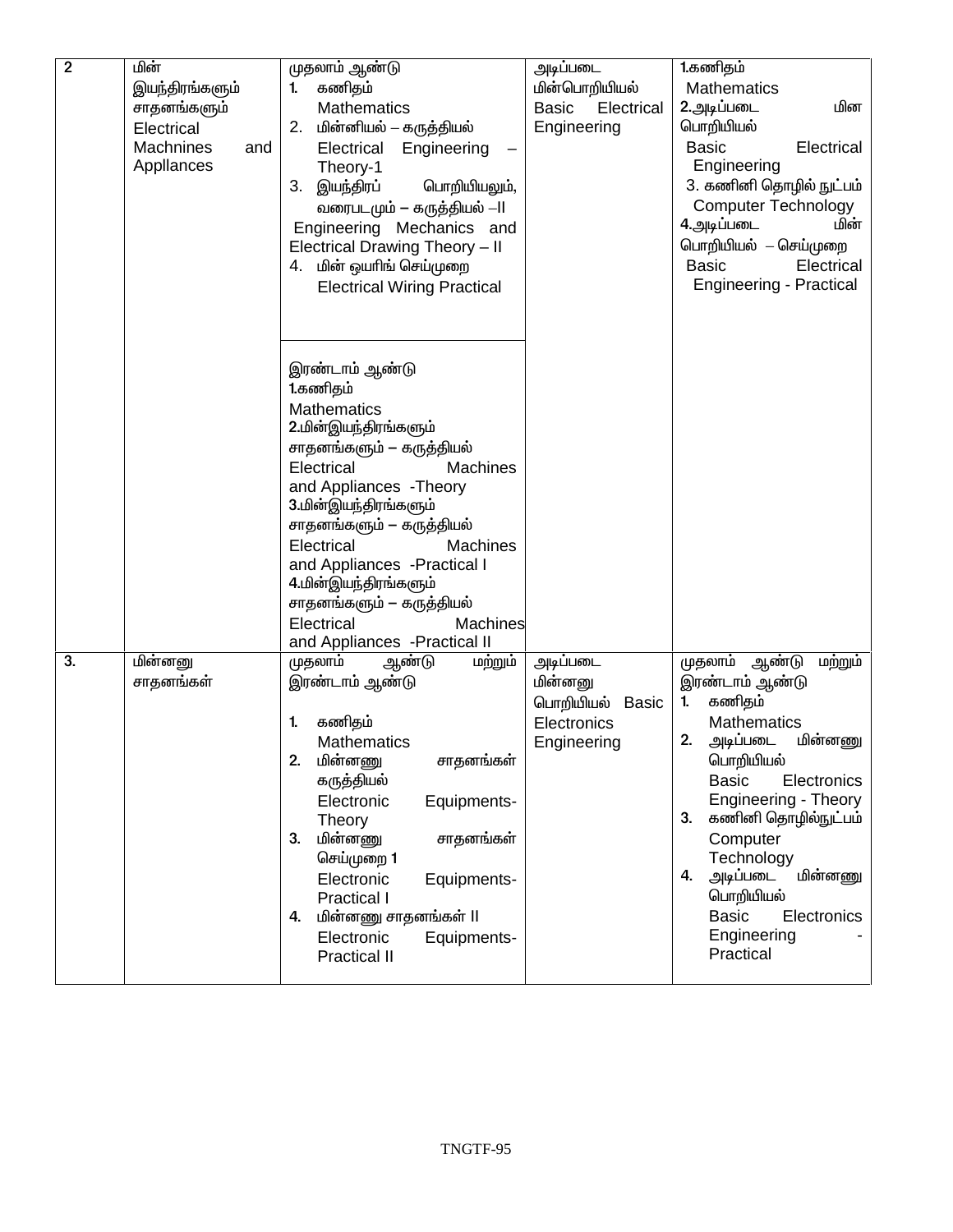| 2 | மின் இயந்திரங்களும் சாதனங்களும் Electrical Machnines and Appllances | முதலாம் ஆண்டு<br>1. கணிதம் Mathematics<br>2. மின்னியல் – கருத்தியல் Electrical Engineering – Theory-1<br>3. இயந்திரப் பொறியியலும், வரைபடமும் – கருத்தியல் –II Engineering Mechanics and Electrical Drawing Theory – II<br>4. மின் ஒயரிங் செய்முறை Electrical Wiring Practical | அடிப்படை மின்பொறியியல் Basic Electrical Engineering | 1.கணிதம் Mathematics<br>2.அடிப்படை மின பொறியியல் Basic Electrical Engineering<br>3. கணினி தொழில் நுட்பம் Computer Technology<br>4.அடிப்படை மின் பொறியியல் – செய்முறை Basic Electrical Engineering - Practical |
|---|---|---|---|---|
| | | இரண்டாம் ஆண்டு<br>1.கணிதம் Mathematics<br>2.மின்இயந்திரங்களும் சாதனங்களும் – கருத்தியல் Electrical Machines and Appliances -Theory<br>3.மின்இயந்திரங்களும் சாதனங்களும் – கருத்தியல் Electrical Machines and Appliances -Practical I<br>4.மின்இயந்திரங்களும் சாதனங்களும் – கருத்தியல் Electrical Machines and Appliances -Practical II | | |
| 3. | மின்னனு சாதனங்கள் | முதலாம் ஆண்டு மற்றும் இரண்டாம் ஆண்டு<br>1. கணிதம் Mathematics<br>2. மின்னனு சாதனங்கள் கருத்தியல் Electronic Equipments-Theory<br>3. மின்னனு சாதனங்கள் செய்முறை 1 Electronic Equipments-Practical I<br>4. மின்னனு சாதனங்கள் II Electronic Equipments-Practical II | அடிப்படை மின்னனு பொறியியல் Basic Electronics Engineering | முதலாம் ஆண்டு மற்றும் இரண்டாம் ஆண்டு<br>1. கணிதம் Mathematics<br>2. அடிப்படை மின்னனு பொறியியல் Basic Electronics Engineering - Theory<br>3. கணினி தொழில்நுட்பம் Computer Technology<br>4. அடிப்படை மின்னனு பொறியியல் Basic Electronics Engineering - Practical |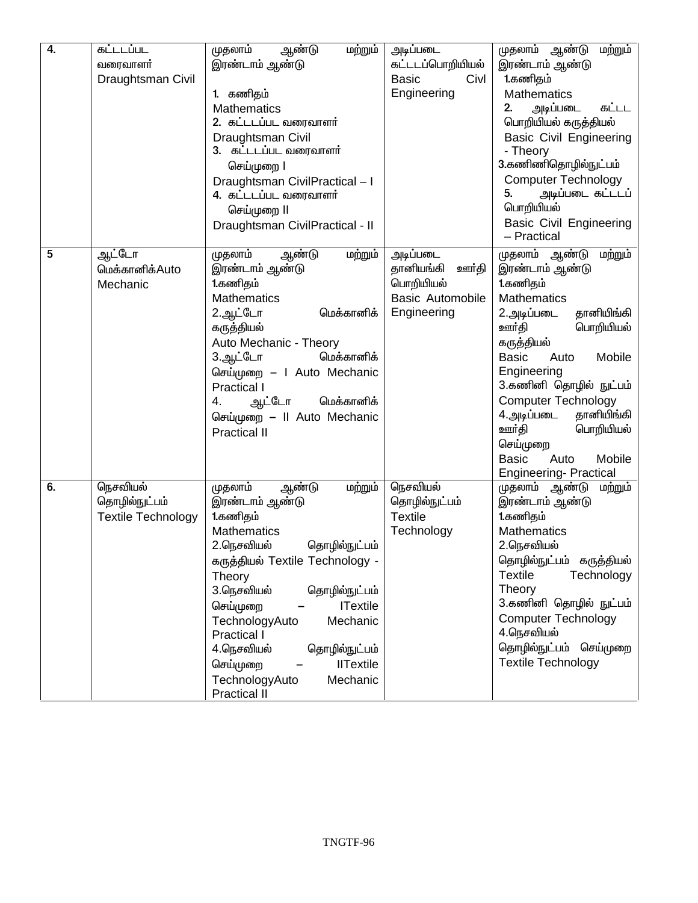| 4. | கட்டடப்பட வரைவாளர் Draughtsman Civil | முதலாம் ஆண்டு மற்றும் இரண்டாம் ஆண்டு<br><br>1. கணிதம் Mathematics<br>2. கட்டடப்பட வரைவாளர் Draughtsman Civil<br>3. கட்டடப்பட வரைவாளர் செய்முறை I Draughtsman CivilPractical – I<br>4. கட்டடப்பட வரைவாளர் செய்முறை II Draughtsman CivilPractical - II | அடிப்படை கட்டடப்பொறியியல் Basic Civl Engineering | முதலாம் ஆண்டு மற்றும் இரண்டாம் ஆண்டு<br>1.கணிதம் Mathematics<br>2. அடிப்படை கட்டட பொறியியல் கருத்தியல் Basic Civil Engineering - Theory<br>3.கணினிதொழில்நுட்பம் Computer Technology<br>5. அடிப்படை கட்டடப் பொறியியல் Basic Civil Engineering – Practical |
|---|---|---|---|---|
| 5 | ஆட்டோ மெக்கானிக்Auto Mechanic | முதலாம் ஆண்டு மற்றும் இரண்டாம் ஆண்டு<br>1.கணிதம் Mathematics<br>2.ஆட்டோ மெக்கானிக் கருத்தியல் Auto Mechanic - Theory<br>3.ஆட்டோ மெக்கானிக் செய்முறை – I Auto Mechanic Practical I<br>4. ஆட்டோ மெக்கானிக் செய்முறை – II Auto Mechanic Practical II | அடிப்படை தானியங்கி ஊர்தி பொறியியல் Basic Automobile Engineering | முதலாம் ஆண்டு மற்றும் இரண்டாம் ஆண்டு<br>1.கணிதம் Mathematics<br>2.அடிப்படை தானியிங்கி ஊர்தி பொறியியல் கருத்தியல் Basic Auto Mobile Engineering<br>3.கணினி தொழில் நுட்பம் Computer Technology<br>4.அடிப்படை தானியிங்கி ஊர்தி பொறியியல் செய்முறை Basic Auto Mobile Engineering- Practical |
| 6. | நெசவியல் தொழில்நுட்பம் Textile Technology | முதலாம் ஆண்டு மற்றும் இரண்டாம் ஆண்டு<br>1.கணிதம் Mathematics<br>2.நெசவியல் தொழில்நுட்பம் கருத்தியல் Textile Technology - Theory<br>3.நெசவியல் தொழில்நுட்பம் செய்முறை – ITextile TechnologyAuto Mechanic Practical I<br>4.நெசவியல் தொழில்நுட்பம் செய்முறை – IITextile TechnologyAuto Mechanic Practical II | நெசவியல் தொழில்நுட்பம் Textile Technology | முதலாம் ஆண்டு மற்றும் இரண்டாம் ஆண்டு<br>1.கணிதம் Mathematics<br>2.நெசவியல் தொழில்நுட்பம் கருத்தியல் Textile Technology Theory<br>3.கணினி தொழில் நுட்பம் Computer Technology<br>4.நெசவியல் தொழில்நுட்பம் செய்முறை Textile Technology |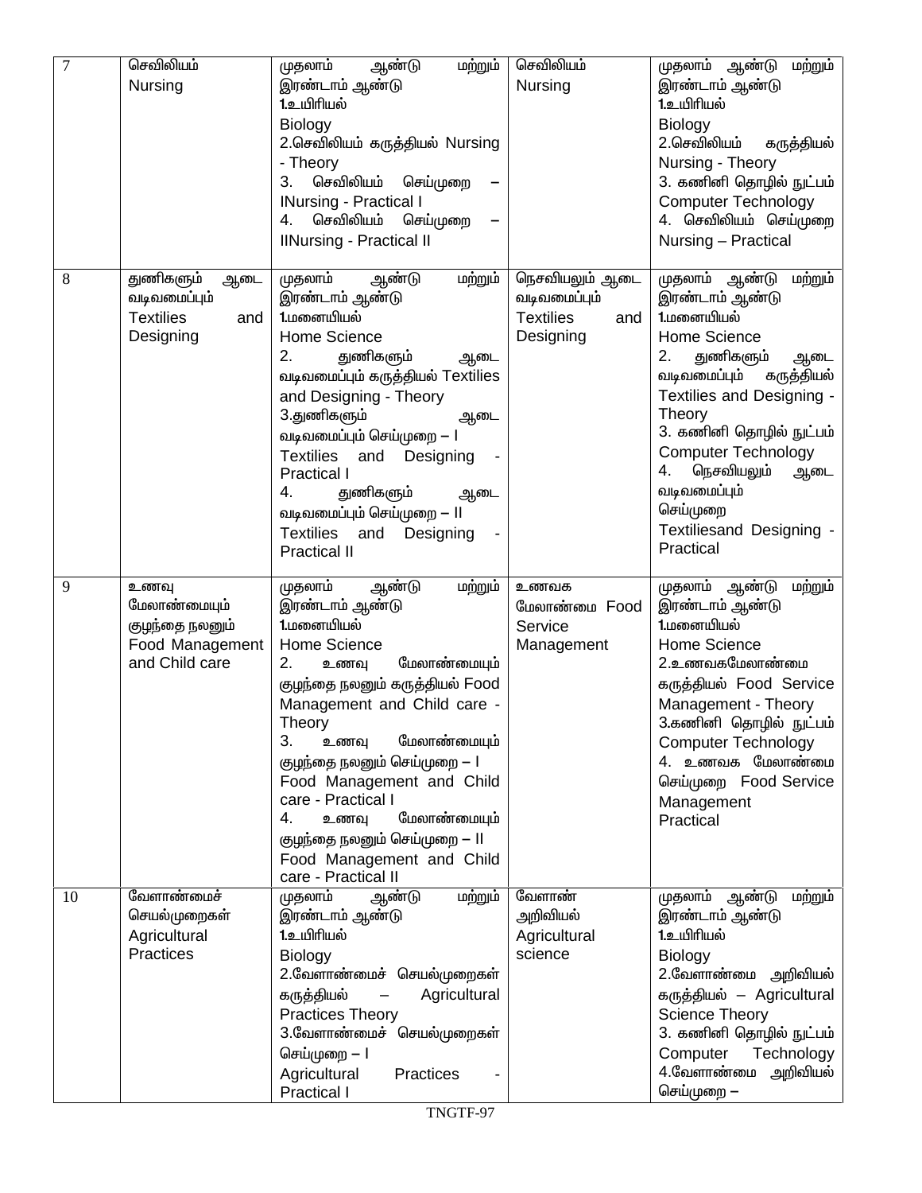| 7 | செவிலியம் Nursing | முதலாம் ஆண்டு மற்றும் இரண்டாம் ஆண்டு<br>1.உயிரியல் Biology<br>2.செவிலியம் கருத்தியல் Nursing - Theory<br>3. செவிலியம் செய்முறை – INursing - Practical I<br>4. செவிலியம் செய்முறை – IINursing - Practical II | செவிலியம் Nursing | முதலாம் ஆண்டு மற்றும் இரண்டாம் ஆண்டு<br>1.உயிரியல் Biology<br>2.செவிலியம் கருத்தியல் Nursing - Theory<br>3. கணினி தொழில் நுட்பம் Computer Technology<br>4. செவிலியம் செய்முறை Nursing – Practical |
|---|---|---|---|---|
| 8 | துணிகளும் ஆடை வடிவமைப்பும் Textiles and Designing | முதலாம் ஆண்டு மற்றும் இரண்டாம் ஆண்டு<br>1.மனையியல் Home Science<br>2. துணிகளும் ஆடை வடிவமைப்பும் கருத்தியல் Textilies and Designing - Theory<br>3.துணிகளும் ஆடை வடிவமைப்பும் செய்முறை – I Textilies and Designing - Practical I<br>4. துணிகளும் ஆடை வடிவமைப்பும் செய்முறை – II Textilies and Designing - Practical II | நெசவியலும் ஆடை வடிவமைப்பும் Textiles and Designing | முதலாம் ஆண்டு மற்றும் இரண்டாம் ஆண்டு<br>1.மனையியல் Home Science<br>2. துணிகளும் ஆடை வடிவமைப்பும் கருத்தியல் Textilies and Designing - Theory<br>3. கணினி தொழில் நுட்பம் Computer Technology<br>4. நெசவியலும் ஆடை வடிவமைப்பும் செய்முறை Textiliesand Designing - Practical |
| 9 | உணவு மேலாண்மையும் குழந்தை நலனும் Food Management and Child care | முதலாம் ஆண்டு மற்றும் இரண்டாம் ஆண்டு<br>1.மனையியல் Home Science<br>2. உணவு மேலாண்மையும் குழந்தை நலனும் கருத்தியல் Food Management and Child care - Theory<br>3. உணவு மேலாண்மையும் குழந்தை நலனும் செய்முறை – I Food Management and Child care - Practical I<br>4. உணவு மேலாண்மையும் குழந்தை நலனும் செய்முறை – II Food Management and Child care - Practical II | உணவக மேலாண்மை Food Service Management | முதலாம் ஆண்டு மற்றும் இரண்டாம் ஆண்டு<br>1.மனையியல் Home Science<br>2.உணவகமேலாண்மை கருத்தியல் Food Service Management - Theory<br>3.கணினி தொழில் நுட்பம் Computer Technology<br>4. உணவக மேலாண்மை செய்முறை Food Service Management Practical |
| 10 | வேளாண்மைச் செயல்முறைகள் Agricultural Practices | முதலாம் ஆண்டு மற்றும் இரண்டாம் ஆண்டு<br>1.உயிரியல் Biology<br>2.வேளாண்மைச் செயல்முறைகள் கருத்தியல் – Agricultural Practices Theory<br>3.வேளாண்மைச் செயல்முறைகள் செய்முறை – I Agricultural Practices - Practical I | வேளாண் அறிவியல் Agricultural science | முதலாம் ஆண்டு மற்றும் இரண்டாம் ஆண்டு<br>1.உயிரியல் Biology<br>2.வேளாண்மை அறிவியல் கருத்தியல் – Agricultural Science Theory<br>3. கணினி தொழில் நுட்பம் Computer Technology<br>4.வேளாண்மை அறிவியல் செய்முறை – |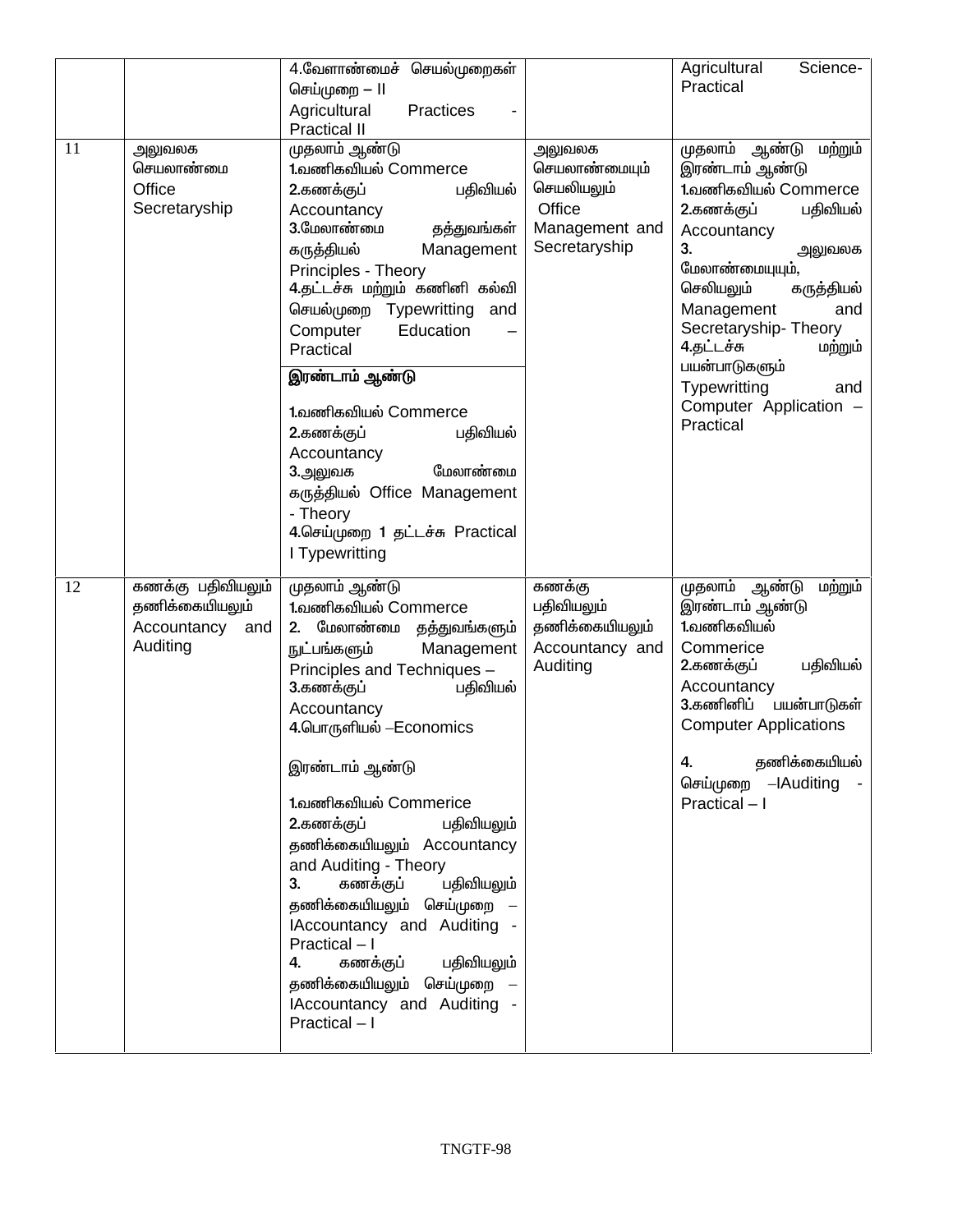| | | | | |
|---|---|---|---|---|
| | | 4.வேளாண்மைச் செயல்முறைகள் செய்முறை – II Agricultural Practices - Practical II | | Agricultural Science- Practical |
| 11 | அலுவலக செயலாண்மை Office Secretaryship | முதலாம் ஆண்டு<br>1.வணிகவியல் Commerce<br>2.கணக்குப் பதிவியல் Accountancy<br>3.மேலாண்மை தத்துவங்கள் கருத்தியல் Management Principles - Theory<br>4.தட்டச்சு மற்றும் கணினி கல்வி செயல்முறை Typewritting and Computer Education – Practical<br>**இரண்டாம் ஆண்டு**<br>1.வணிகவியல் Commerce<br>2.கணக்குப் பதிவியல் Accountancy<br>3.அலுவக மேலாண்மை கருத்தியல் Office Management - Theory<br>4.செய்முறை 1 தட்டச்சு Practical I Typewritting | அலுவலக செயலாண்மையும் செயலியலும் Office Management and Secretaryship | முதலாம் ஆண்டு மற்றும் இரண்டாம் ஆண்டு<br>1.வணிகவியல் Commerce<br>2.கணக்குப் பதிவியல் Accountancy<br>3. அலுவலக மேலாண்மையுயும், செலியலும் கருத்தியல் Management and Secretaryship- Theory<br>4.தட்டச்சு மற்றும் பயன்பாடுகளும் Typewritting and Computer Application – Practical |
| 12 | கணக்கு பதிவியலும் தணிக்கையியலும் Accountancy and Auditing | முதலாம் ஆண்டு<br>1.வணிகவியல் Commerce<br>2. மேலாண்மை தத்துவங்களும் நுட்பங்களும் Management Principles and Techniques –<br>3.கணக்குப் பதிவியல் Accountancy<br>4.பொருளியல் –Economics<br>இரண்டாம் ஆண்டு<br>1.வணிகவியல் Commerice<br>2.கணக்குப் பதிவியலும் தணிக்கையியலும் Accountancy and Auditing - Theory<br>3. கணக்குப் பதிவியலும் தணிக்கையியலும் செய்முறை – IAccountancy and Auditing - Practical – I<br>4. கணக்குப் பதிவியலும் தணிக்கையியலும் செய்முறை – IAccountancy and Auditing - Practical – I | கணக்கு பதிவியலும் தணிக்கையியலும் Accountancy and Auditing | முதலாம் ஆண்டு மற்றும் இரண்டாம் ஆண்டு<br>1.வணிகவியல் Commerice<br>2.கணக்குப் பதிவியல் Accountancy<br>3.கணினிப் பயன்பாடுகள் Computer Applications<br>4. தணிக்கையியல் செய்முறை –IAuditing - Practical – I |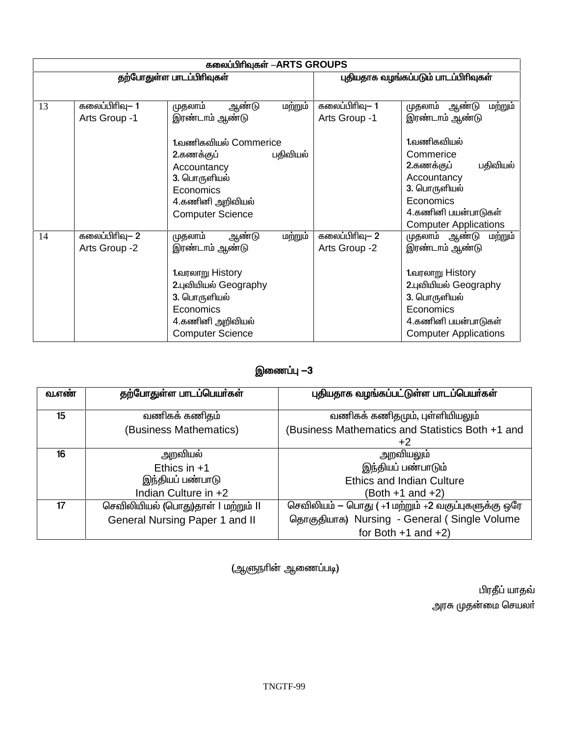| கலைப்பிரிவுகள் –ARTS GROUPS | | | | |
|---|---|---|---|---|
| தற்போதுள்ள பாடப்பிரிவுகள் | | | புதியதாக வழங்கப்படும் பாடப்பிரிவுகள் | |
| 13 | கலைப்பிரிவு– 1 Arts Group -1 | முதலாம் ஆண்டு மற்றும் இரண்டாம் ஆண்டு<br><br>1.வணிகவியல் Commerice<br>2.கணக்குப் பதிவியல் Accountancy<br>3. பொருளியல் Economics<br>4.கணினி அறிவியல் Computer Science | கலைப்பிரிவு– 1 Arts Group -1 | முதலாம் ஆண்டு மற்றும் இரண்டாம் ஆண்டு<br><br>1.வணிகவியல் Commerice<br>2.கணக்குப் பதிவியல் Accountancy<br>3. பொருளியல் Economics<br>4.கணினி பயன்பாடுகள் Computer Applications |
| 14 | கலைப்பிரிவு– 2 Arts Group -2 | முதலாம் ஆண்டு மற்றும் இரண்டாம் ஆண்டு<br><br>1.வரலாறு History<br>2.புவியியல் Geography<br>3. பொருளியல் Economics<br>4.கணினி அறிவியல் Computer Science | கலைப்பிரிவு– 2 Arts Group -2 | முதலாம் ஆண்டு மற்றும் இரண்டாம் ஆண்டு<br><br>1.வரலாறு History<br>2.புவியியல் Geography<br>3. பொருளியல் Economics<br>4.கணினி பயன்பாடுகள் Computer Applications |

## இணைப்பு –3

| வ.எண் | தற்போதுள்ள பாடப்பெயர்கள் | புதியதாக வழங்கப்பட்டுள்ள பாடப்பெயர்கள் |
|---|---|---|
| 15 | வணிகக் கணிதம் (Business Mathematics) | வணிகக் கணிதமும், புள்ளியியலும் (Business Mathematics and Statistics Both +1 and +2 |
| 16 | அறவியல் Ethics in +1 இந்தியப் பண்பாடு Indian Culture in +2 | அறவியலும் இந்தியப் பண்பாடும் Ethics and Indian Culture (Both +1 and +2) |
| 17 | செவிலியியல் (பொது)தாள் I மற்றும் II General Nursing Paper 1 and II | செவிலியம் – பொது ( +1 மற்றும் +2 வகுப்புகளுக்கு ஒரே தொகுதியாக) Nursing - General ( Single Volume for Both +1 and +2) |

(ஆளுநரின் ஆணைப்படி)

பிரதீப் யாதவ்
அரசு முதன்மை செயலர்

TNGTF-99